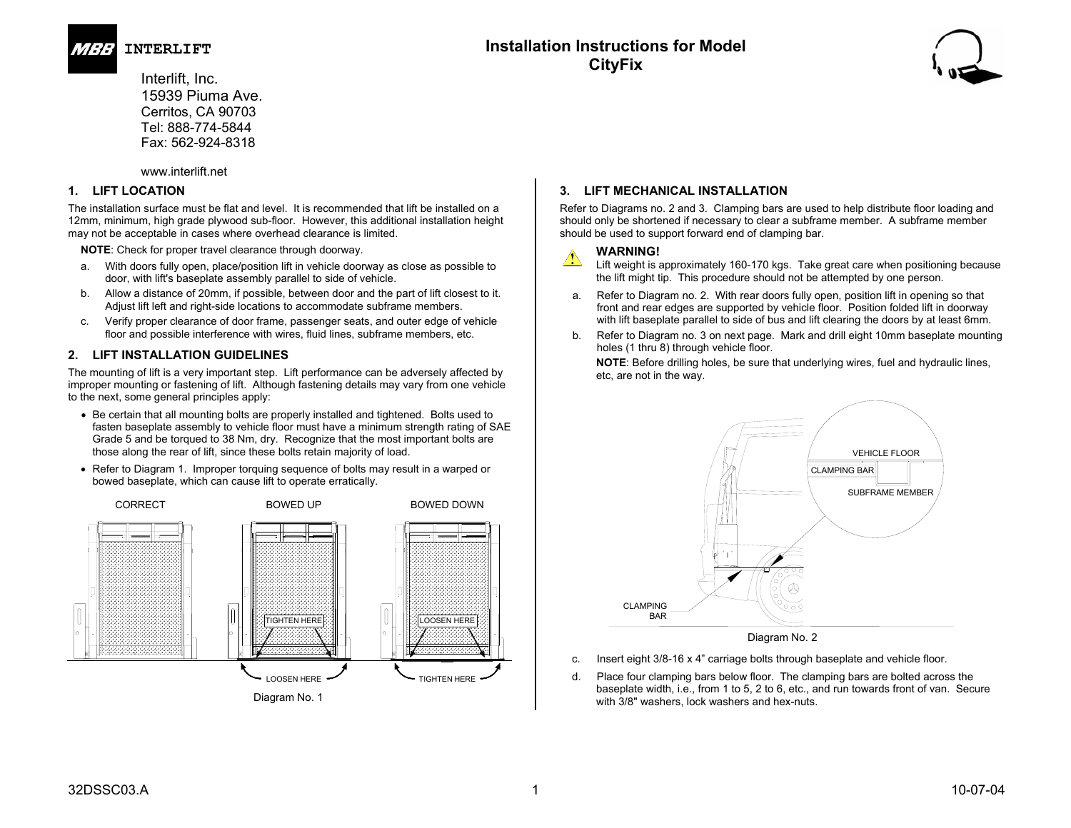**MBB INTERLIFT**

Interlift, Inc.
15939 Piuma Ave.
Cerritos, CA 90703
Tel: 888-774-5844
Fax: 562-924-8318

www.interlift.net

# Installation Instructions for Model CityFix

## 1. LIFT LOCATION

The installation surface must be flat and level. It is recommended that lift be installed on a 12mm, minimum, high grade plywood sub-floor. However, this additional installation height may not be acceptable in cases where overhead clearance is limited.

**NOTE**: Check for proper travel clearance through doorway.

a. With doors fully open, place/position lift in vehicle doorway as close as possible to door, with lift's baseplate assembly parallel to side of vehicle.

b. Allow a distance of 20mm, if possible, between door and the part of lift closest to it. Adjust lift left and right-side locations to accommodate subframe members.

c. Verify proper clearance of door frame, passenger seats, and outer edge of vehicle floor and possible interference with wires, fluid lines, subframe members, etc.

## 2. LIFT INSTALLATION GUIDELINES

The mounting of lift is a very important step. Lift performance can be adversely affected by improper mounting or fastening of lift. Although fastening details may vary from one vehicle to the next, some general principles apply:

- Be certain that all mounting bolts are properly installed and tightened. Bolts used to fasten baseplate assembly to vehicle floor must have a minimum strength rating of SAE Grade 5 and be torqued to 38 Nm, dry. Recognize that the most important bolts are those along the rear of lift, since these bolts retain majority of load.
- Refer to Diagram 1. Improper torquing sequence of bolts may result in a warped or bowed baseplate, which can cause lift to operate erratically.

CORRECT | BOWED UP (TIGHTEN HERE / LOOSEN HERE) | BOWED DOWN (LOOSEN HERE / TIGHTEN HERE)

Diagram No. 1

## 3. LIFT MECHANICAL INSTALLATION

Refer to Diagrams no. 2 and 3. Clamping bars are used to help distribute floor loading and should only be shortened if necessary to clear a subframe member. A subframe member should be used to support forward end of clamping bar.

**WARNING!**
Lift weight is approximately 160-170 kgs. Take great care when positioning because the lift might tip. This procedure should not be attempted by one person.

a. Refer to Diagram no. 2. With rear doors fully open, position lift in opening so that front and rear edges are supported by vehicle floor. Position folded lift in doorway with lift baseplate parallel to side of bus and lift clearing the doors by at least 6mm.

b. Refer to Diagram no. 3 on next page. Mark and drill eight 10mm baseplate mounting holes (1 thru 8) through vehicle floor.

**NOTE**: Before drilling holes, be sure that underlying wires, fuel and hydraulic lines, etc, are not in the way.

VEHICLE FLOOR, CLAMPING BAR, SUBFRAME MEMBER, CLAMPING BAR

Diagram No. 2

c. Insert eight 3/8-16 x 4” carriage bolts through baseplate and vehicle floor.

d. Place four clamping bars below floor. The clamping bars are bolted across the baseplate width, i.e., from 1 to 5, 2 to 6, etc., and run towards front of van. Secure with 3/8" washers, lock washers and hex-nuts.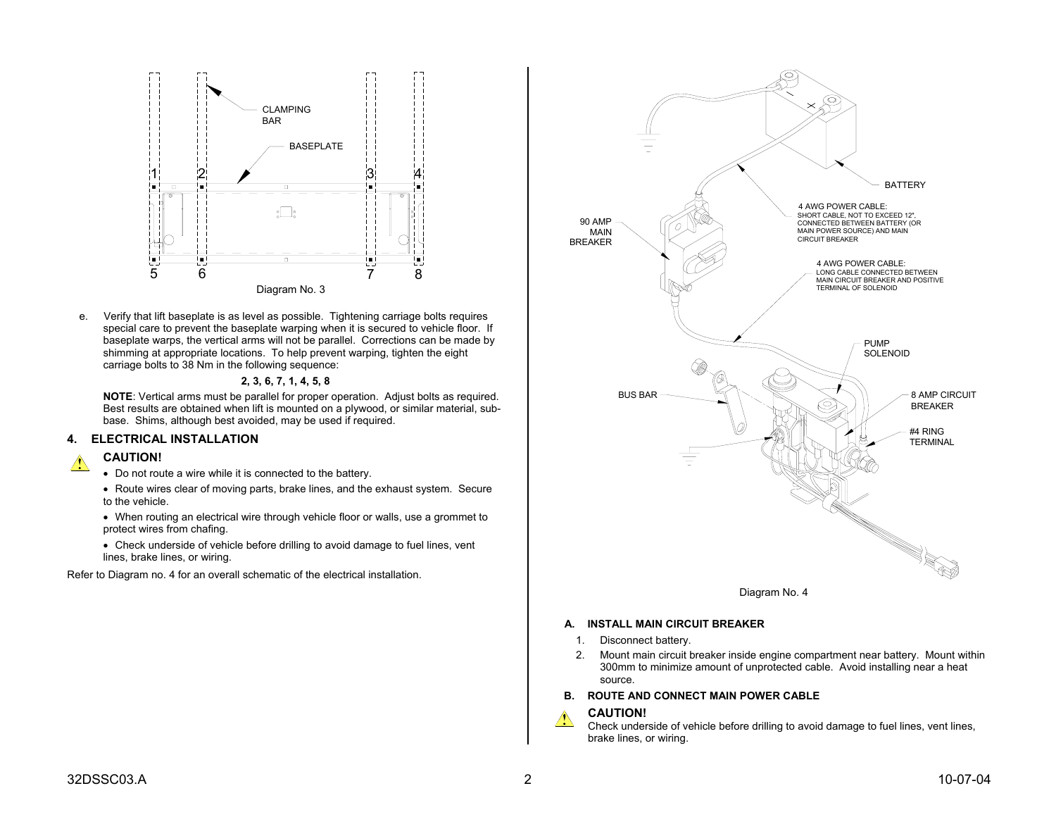Diagram No. 3

e. Verify that lift baseplate is as level as possible. Tightening carriage bolts requires special care to prevent the baseplate warping when it is secured to vehicle floor. If baseplate warps, the vertical arms will not be parallel. Corrections can be made by shimming at appropriate locations. To help prevent warping, tighten the eight carriage bolts to 38 Nm in the following sequence:

**2, 3, 6, 7, 1, 4, 5, 8**

**NOTE**: Vertical arms must be parallel for proper operation. Adjust bolts as required. Best results are obtained when lift is mounted on a plywood, or similar material, sub-base. Shims, although best avoided, may be used if required.

## 4. ELECTRICAL INSTALLATION

**CAUTION!**

- Do not route a wire while it is connected to the battery.
- Route wires clear of moving parts, brake lines, and the exhaust system. Secure to the vehicle.
- When routing an electrical wire through vehicle floor or walls, use a grommet to protect wires from chafing.
- Check underside of vehicle before drilling to avoid damage to fuel lines, vent lines, brake lines, or wiring.

Refer to Diagram no. 4 for an overall schematic of the electrical installation.

Diagram No. 4

### A. INSTALL MAIN CIRCUIT BREAKER

1. Disconnect battery.
2. Mount main circuit breaker inside engine compartment near battery. Mount within 300mm to minimize amount of unprotected cable. Avoid installing near a heat source.

### B. ROUTE AND CONNECT MAIN POWER CABLE

**CAUTION!**

Check underside of vehicle before drilling to avoid damage to fuel lines, vent lines, brake lines, or wiring.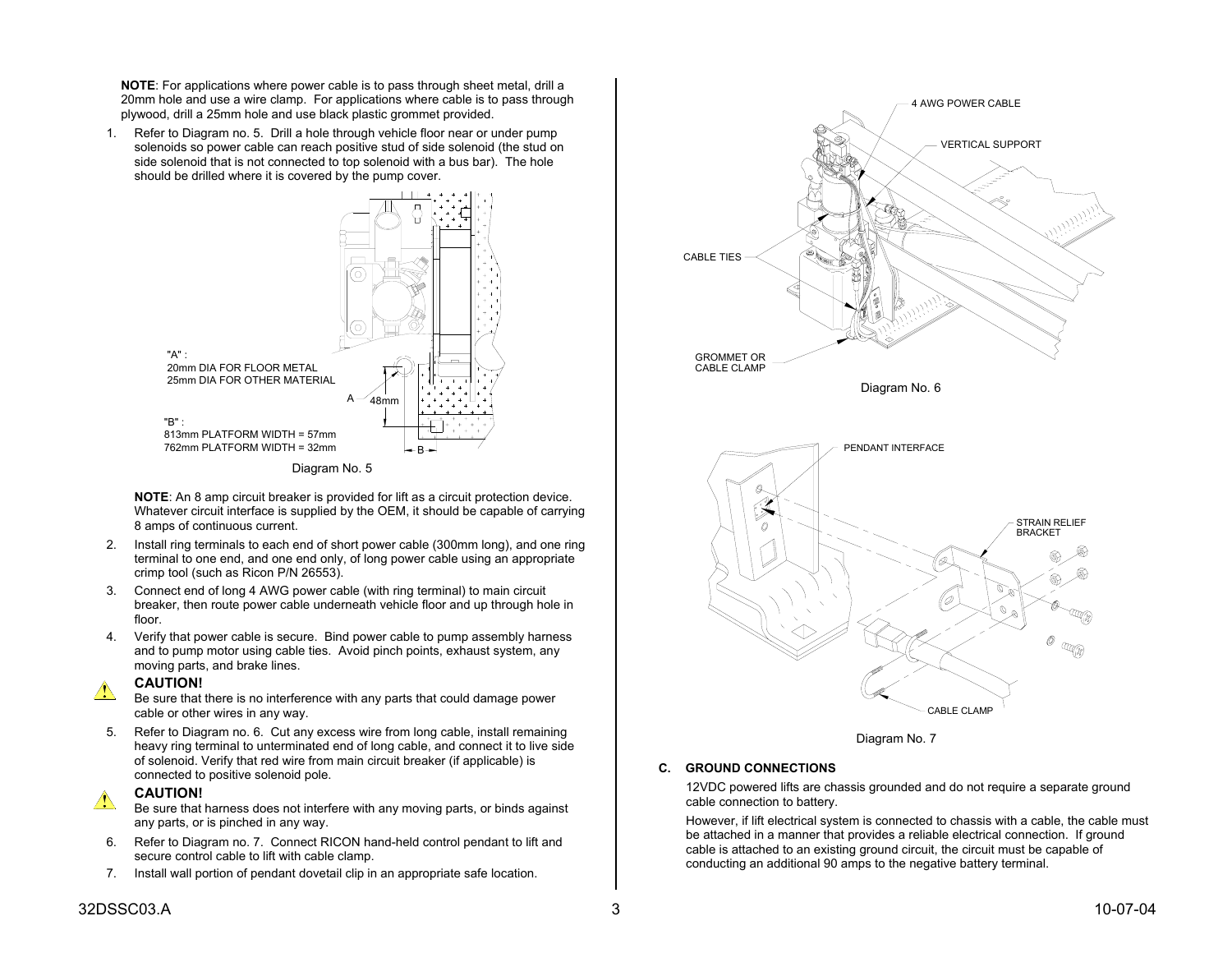**NOTE**: For applications where power cable is to pass through sheet metal, drill a 20mm hole and use a wire clamp. For applications where cable is to pass through plywood, drill a 25mm hole and use black plastic grommet provided.

1. Refer to Diagram no. 5. Drill a hole through vehicle floor near or under pump solenoids so power cable can reach positive stud of side solenoid (the stud on side solenoid that is not connected to top solenoid with a bus bar). The hole should be drilled where it is covered by the pump cover.

"A" :
20mm DIA FOR FLOOR METAL
25mm DIA FOR OTHER MATERIAL

A 48mm

"B" :
813mm PLATFORM WIDTH = 57mm
762mm PLATFORM WIDTH = 32mm

B

Diagram No. 5

**NOTE**: An 8 amp circuit breaker is provided for lift as a circuit protection device. Whatever circuit interface is supplied by the OEM, it should be capable of carrying 8 amps of continuous current.

2. Install ring terminals to each end of short power cable (300mm long), and one ring terminal to one end, and one end only, of long power cable using an appropriate crimp tool (such as Ricon P/N 26553).
3. Connect end of long 4 AWG power cable (with ring terminal) to main circuit breaker, then route power cable underneath vehicle floor and up through hole in floor.
4. Verify that power cable is secure. Bind power cable to pump assembly harness and to pump motor using cable ties. Avoid pinch points, exhaust system, any moving parts, and brake lines.

**CAUTION!**
Be sure that there is no interference with any parts that could damage power cable or other wires in any way.

5. Refer to Diagram no. 6. Cut any excess wire from long cable, install remaining heavy ring terminal to unterminated end of long cable, and connect it to live side of solenoid. Verify that red wire from main circuit breaker (if applicable) is connected to positive solenoid pole.

**CAUTION!**
Be sure that harness does not interfere with any moving parts, or binds against any parts, or is pinched in any way.

6. Refer to Diagram no. 7. Connect RICON hand-held control pendant to lift and secure control cable to lift with cable clamp.
7. Install wall portion of pendant dovetail clip in an appropriate safe location.

4 AWG POWER CABLE
VERTICAL SUPPORT
CABLE TIES
GROMMET OR CABLE CLAMP

Diagram No. 6

PENDANT INTERFACE
STRAIN RELIEF BRACKET
CABLE CLAMP

Diagram No. 7

**C. GROUND CONNECTIONS**

12VDC powered lifts are chassis grounded and do not require a separate ground cable connection to battery.

However, if lift electrical system is connected to chassis with a cable, the cable must be attached in a manner that provides a reliable electrical connection. If ground cable is attached to an existing ground circuit, the circuit must be capable of conducting an additional 90 amps to the negative battery terminal.

32DSSC03.A 10-07-04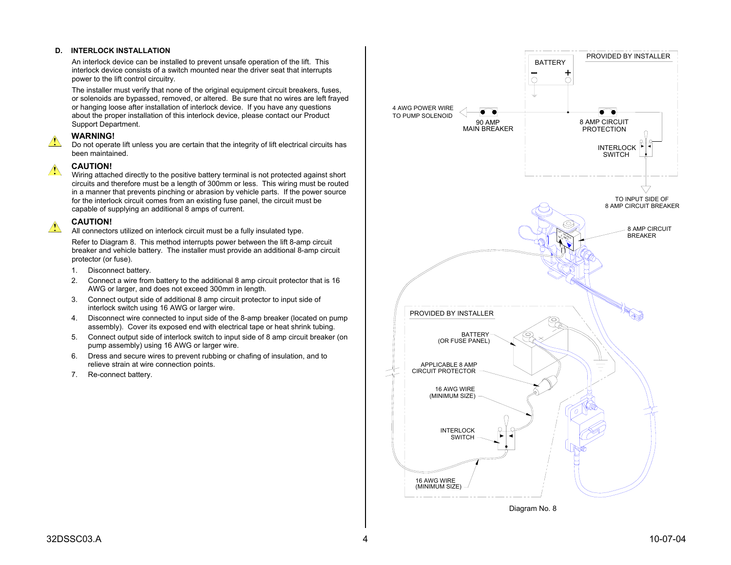## D. INTERLOCK INSTALLATION

An interlock device can be installed to prevent unsafe operation of the lift. This interlock device consists of a switch mounted near the driver seat that interrupts power to the lift control circuitry.

The installer must verify that none of the original equipment circuit breakers, fuses, or solenoids are bypassed, removed, or altered. Be sure that no wires are left frayed or hanging loose after installation of interlock device. If you have any questions about the proper installation of this interlock device, please contact our Product Support Department.

**WARNING!**
Do not operate lift unless you are certain that the integrity of lift electrical circuits has been maintained.

**CAUTION!**
Wiring attached directly to the positive battery terminal is not protected against short circuits and therefore must be a length of 300mm or less. This wiring must be routed in a manner that prevents pinching or abrasion by vehicle parts. If the power source for the interlock circuit comes from an existing fuse panel, the circuit must be capable of supplying an additional 8 amps of current.

**CAUTION!**
All connectors utilized on interlock circuit must be a fully insulated type.

Refer to Diagram 8. This method interrupts power between the lift 8-amp circuit breaker and vehicle battery. The installer must provide an additional 8-amp circuit protector (or fuse).

1. Disconnect battery.
2. Connect a wire from battery to the additional 8 amp circuit protector that is 16 AWG or larger, and does not exceed 300mm in length.
3. Connect output side of additional 8 amp circuit protector to input side of interlock switch using 16 AWG or larger wire.
4. Disconnect wire connected to input side of the 8-amp breaker (located on pump assembly). Cover its exposed end with electrical tape or heat shrink tubing.
5. Connect output side of interlock switch to input side of 8 amp circuit breaker (on pump assembly) using 16 AWG or larger wire.
6. Dress and secure wires to prevent rubbing or chafing of insulation, and to relieve strain at wire connection points.
7. Re-connect battery.

PROVIDED BY INSTALLER
BATTERY
4 AWG POWER WIRE TO PUMP SOLENOID
90 AMP MAIN BREAKER
8 AMP CIRCUIT PROTECTION
INTERLOCK SWITCH
TO INPUT SIDE OF 8 AMP CIRCUIT BREAKER
8 AMP CIRCUIT BREAKER
PROVIDED BY INSTALLER
BATTERY (OR FUSE PANEL)
APPLICABLE 8 AMP CIRCUIT PROTECTOR
16 AWG WIRE (MINIMUM SIZE)
INTERLOCK SWITCH
16 AWG WIRE (MINIMUM SIZE)

Diagram No. 8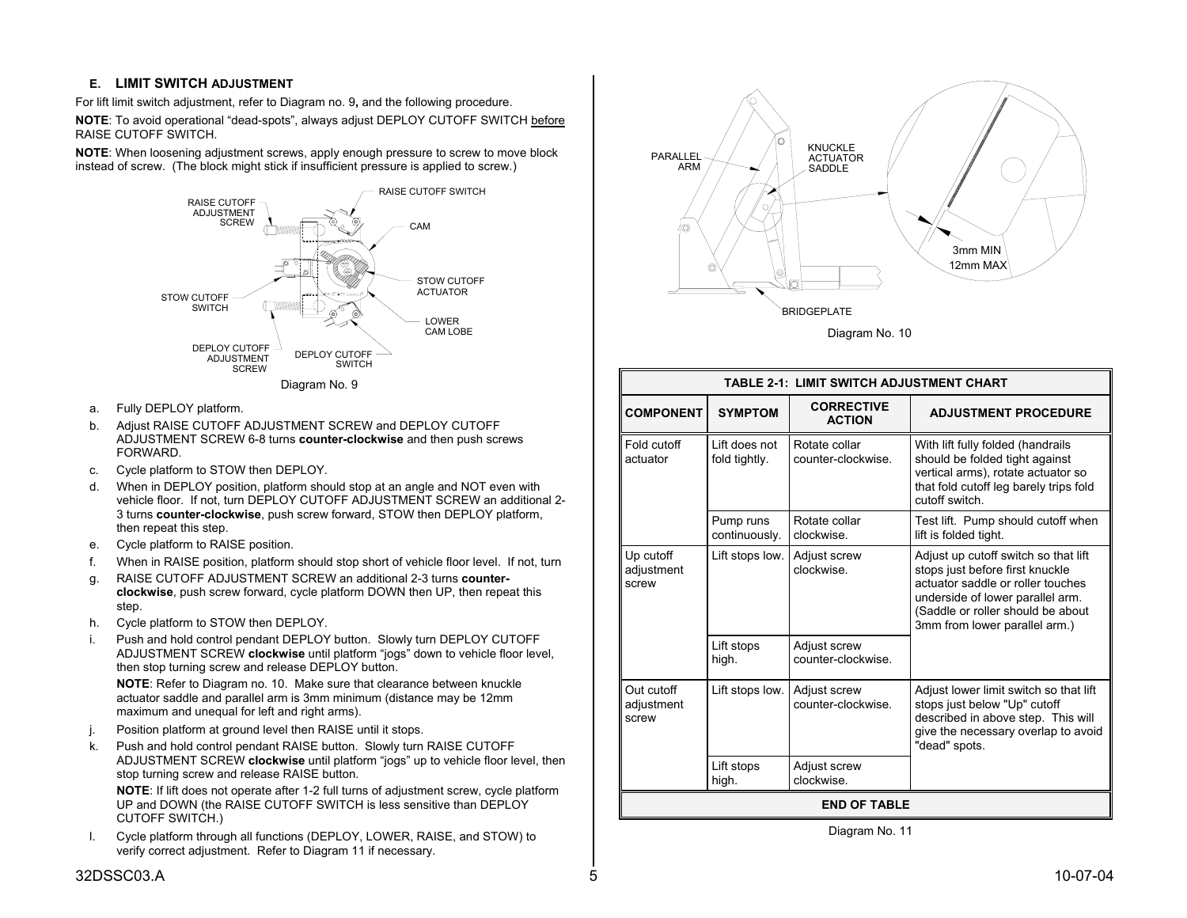### E. LIMIT SWITCH ADJUSTMENT

For lift limit switch adjustment, refer to Diagram no. 9**,** and the following procedure.

**NOTE**: To avoid operational "dead-spots", always adjust DEPLOY CUTOFF SWITCH before RAISE CUTOFF SWITCH.

**NOTE**: When loosening adjustment screws, apply enough pressure to screw to move block instead of screw. (The block might stick if insufficient pressure is applied to screw.)

RAISE CUTOFF ADJUSTMENT SCREW, RAISE CUTOFF SWITCH, CAM, STOW CUTOFF SWITCH, STOW CUTOFF ACTUATOR, LOWER CAM LOBE, DEPLOY CUTOFF ADJUSTMENT SCREW, DEPLOY CUTOFF SWITCH

Diagram No. 9

a. Fully DEPLOY platform.
b. Adjust RAISE CUTOFF ADJUSTMENT SCREW and DEPLOY CUTOFF ADJUSTMENT SCREW 6-8 turns **counter-clockwise** and then push screws FORWARD.
c. Cycle platform to STOW then DEPLOY.
d. When in DEPLOY position, platform should stop at an angle and NOT even with vehicle floor. If not, turn DEPLOY CUTOFF ADJUSTMENT SCREW an additional 2-3 turns **counter-clockwise**, push screw forward, STOW then DEPLOY platform, then repeat this step.
e. Cycle platform to RAISE position.
f. When in RAISE position, platform should stop short of vehicle floor level. If not, turn
g. RAISE CUTOFF ADJUSTMENT SCREW an additional 2-3 turns **counter-clockwise**, push screw forward, cycle platform DOWN then UP, then repeat this step.
h. Cycle platform to STOW then DEPLOY.
i. Push and hold control pendant DEPLOY button. Slowly turn DEPLOY CUTOFF ADJUSTMENT SCREW **clockwise** until platform "jogs" down to vehicle floor level, then stop turning screw and release DEPLOY button.

   **NOTE**: Refer to Diagram no. 10. Make sure that clearance between knuckle actuator saddle and parallel arm is 3mm minimum (distance may be 12mm maximum and unequal for left and right arms).
j. Position platform at ground level then RAISE until it stops.
k. Push and hold control pendant RAISE button. Slowly turn RAISE CUTOFF ADJUSTMENT SCREW **clockwise** until platform "jogs" up to vehicle floor level, then stop turning screw and release RAISE button.

   **NOTE**: If lift does not operate after 1-2 full turns of adjustment screw, cycle platform UP and DOWN (the RAISE CUTOFF SWITCH is less sensitive than DEPLOY CUTOFF SWITCH.)
l. Cycle platform through all functions (DEPLOY, LOWER, RAISE, and STOW) to verify correct adjustment. Refer to Diagram 11 if necessary.

PARALLEL ARM, KNUCKLE ACTUATOR SADDLE, 3mm MIN, 12mm MAX, BRIDGEPLATE

Diagram No. 10

**TABLE 2-1: LIMIT SWITCH ADJUSTMENT CHART**

| COMPONENT | SYMPTOM | CORRECTIVE ACTION | ADJUSTMENT PROCEDURE |
|---|---|---|---|
| Fold cutoff actuator | Lift does not fold tightly. | Rotate collar counter-clockwise. | With lift fully folded (handrails should be folded tight against vertical arms), rotate actuator so that fold cutoff leg barely trips fold cutoff switch. |
| | Pump runs continuously. | Rotate collar clockwise. | Test lift. Pump should cutoff when lift is folded tight. |
| Up cutoff adjustment screw | Lift stops low. | Adjust screw clockwise. | Adjust up cutoff switch so that lift stops just before first knuckle actuator saddle or roller touches underside of lower parallel arm. (Saddle or roller should be about 3mm from lower parallel arm.) |
| | Lift stops high. | Adjust screw counter-clockwise. | |
| Out cutoff adjustment screw | Lift stops low. | Adjust screw counter-clockwise. | Adjust lower limit switch so that lift stops just below "Up" cutoff described in above step. This will give the necessary overlap to avoid "dead" spots. |
| | Lift stops high. | Adjust screw clockwise. | |
| **END OF TABLE** | | | |

Diagram No. 11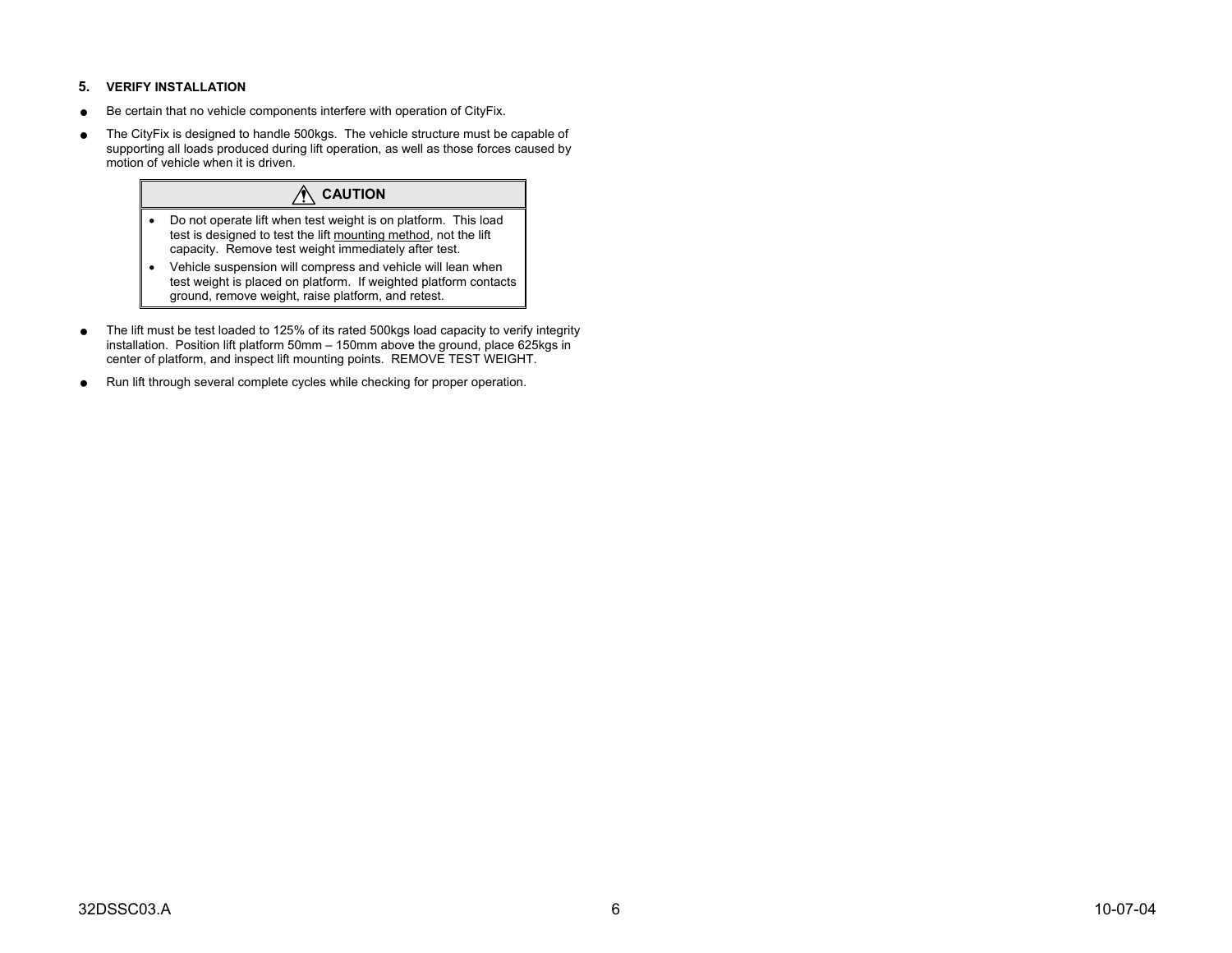## 5. VERIFY INSTALLATION

- Be certain that no vehicle components interfere with operation of CityFix.
- The CityFix is designed to handle 500kgs. The vehicle structure must be capable of supporting all loads produced during lift operation, as well as those forces caused by motion of vehicle when it is driven.

> ⚠ **CAUTION**
>
> - Do not operate lift when test weight is on platform. This load test is designed to test the lift mounting method, not the lift capacity. Remove test weight immediately after test.
> - Vehicle suspension will compress and vehicle will lean when test weight is placed on platform. If weighted platform contacts ground, remove weight, raise platform, and retest.

- The lift must be test loaded to 125% of its rated 500kgs load capacity to verify integrity installation. Position lift platform 50mm – 150mm above the ground, place 625kgs in center of platform, and inspect lift mounting points. REMOVE TEST WEIGHT.
- Run lift through several complete cycles while checking for proper operation.